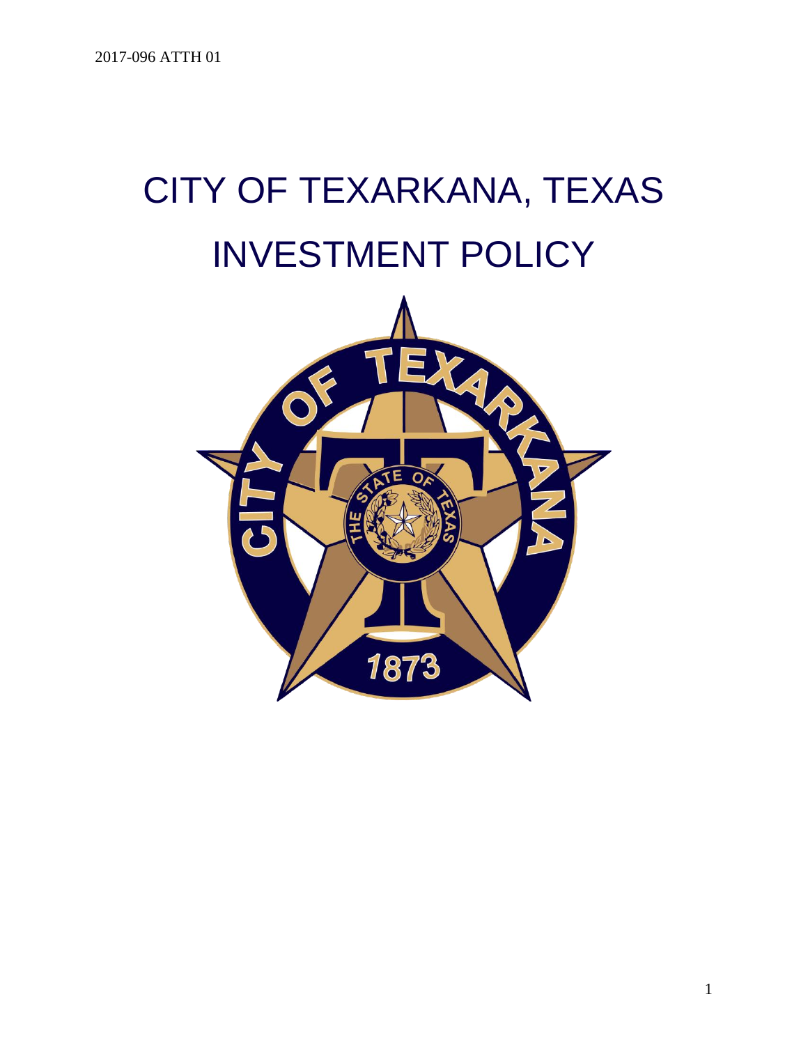2017-096 ATTH 01

# CITY OF TEXARKANA, TEXAS

# INVESTMENT POLICY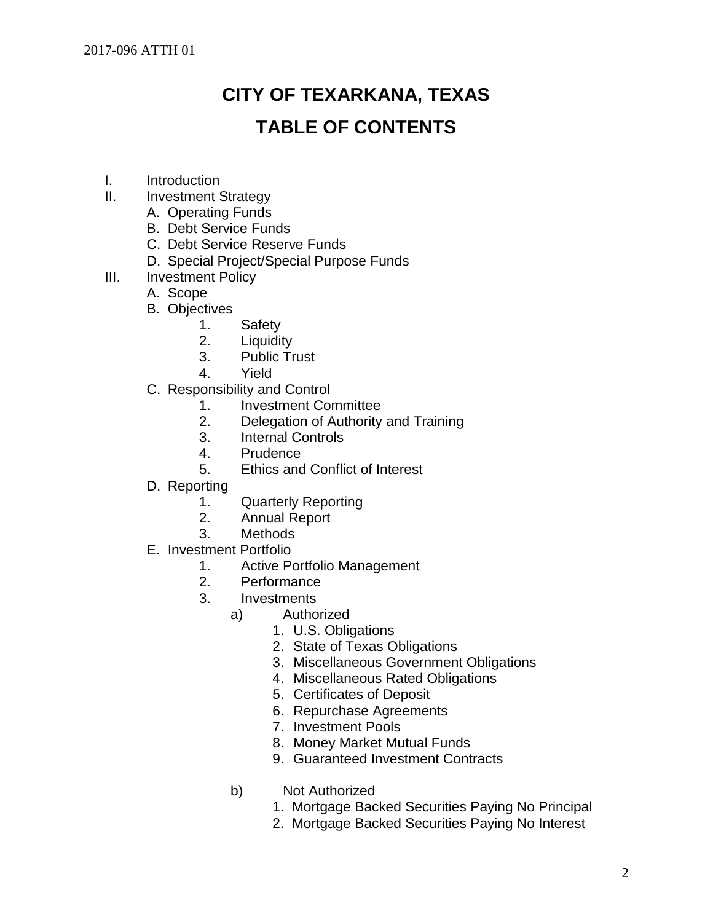# CITY OF TEXARKANA, TEXAS

# TABLE OF CONTENTS

- I. Introduction
- II. Investment Strategy
  - A. Operating Funds
  - B. Debt Service Funds
  - C. Debt Service Reserve Funds
  - D. Special Project/Special Purpose Funds
- III. Investment Policy
  - A. Scope
  - B. Objectives
    1. Safety
    2. Liquidity
    3. Public Trust
    4. Yield
  - C. Responsibility and Control
    1. Investment Committee
    2. Delegation of Authority and Training
    3. Internal Controls
    4. Prudence
    5. Ethics and Conflict of Interest
  - D. Reporting
    1. Quarterly Reporting
    2. Annual Report
    3. Methods
  - E. Investment Portfolio
    1. Active Portfolio Management
    2. Performance
    3. Investments
       - a) Authorized
         1. U.S. Obligations
         2. State of Texas Obligations
         3. Miscellaneous Government Obligations
         4. Miscellaneous Rated Obligations
         5. Certificates of Deposit
         6. Repurchase Agreements
         7. Investment Pools
         8. Money Market Mutual Funds
         9. Guaranteed Investment Contracts
       - b) Not Authorized
         1. Mortgage Backed Securities Paying No Principal
         2. Mortgage Backed Securities Paying No Interest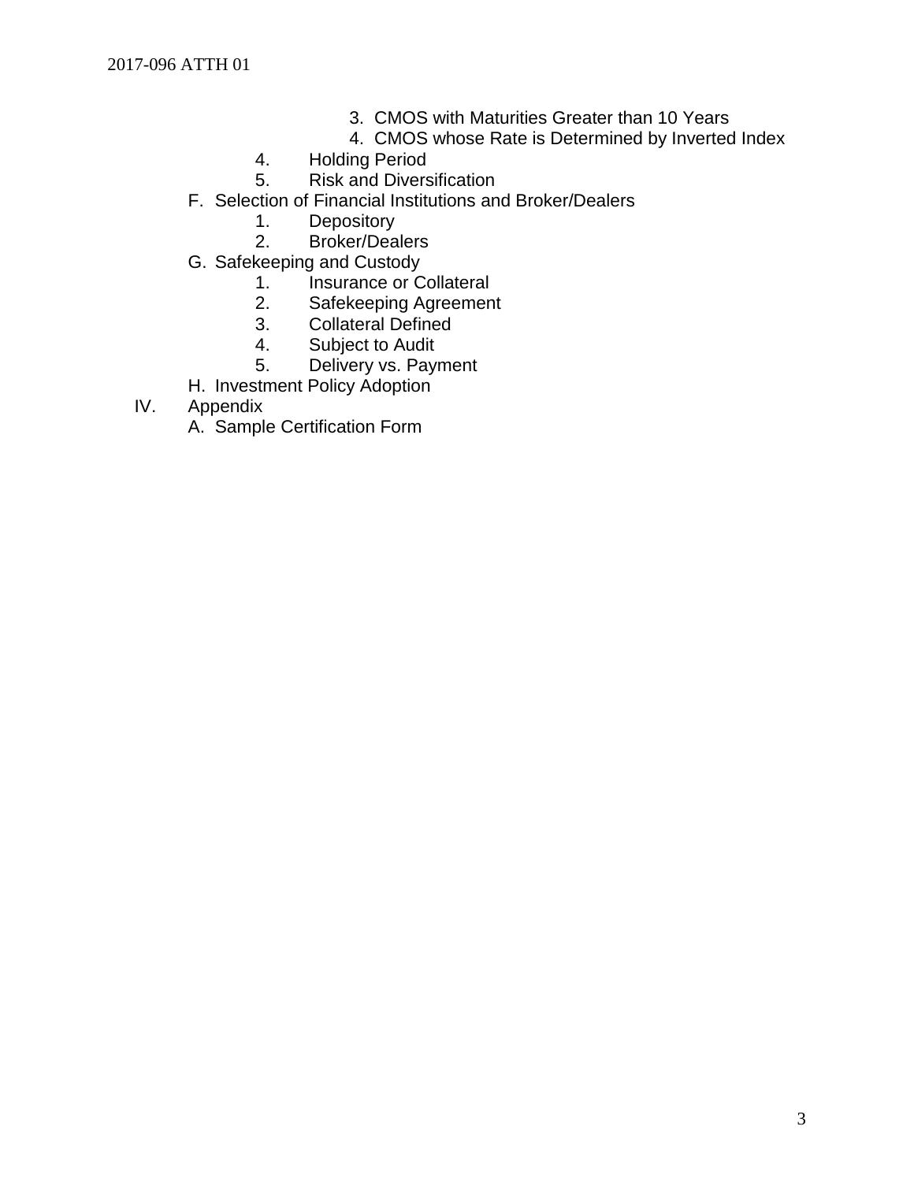- 3. CMOS with Maturities Greater than 10 Years
        - 4. CMOS whose Rate is Determined by Inverted Index
    - 4. Holding Period
    - 5. Risk and Diversification
  - F. Selection of Financial Institutions and Broker/Dealers
    - 1. Depository
    - 2. Broker/Dealers
  - G. Safekeeping and Custody
    - 1. Insurance or Collateral
    - 2. Safekeeping Agreement
    - 3. Collateral Defined
    - 4. Subject to Audit
    - 5. Delivery vs. Payment
  - H. Investment Policy Adoption
- IV. Appendix
  - A. Sample Certification Form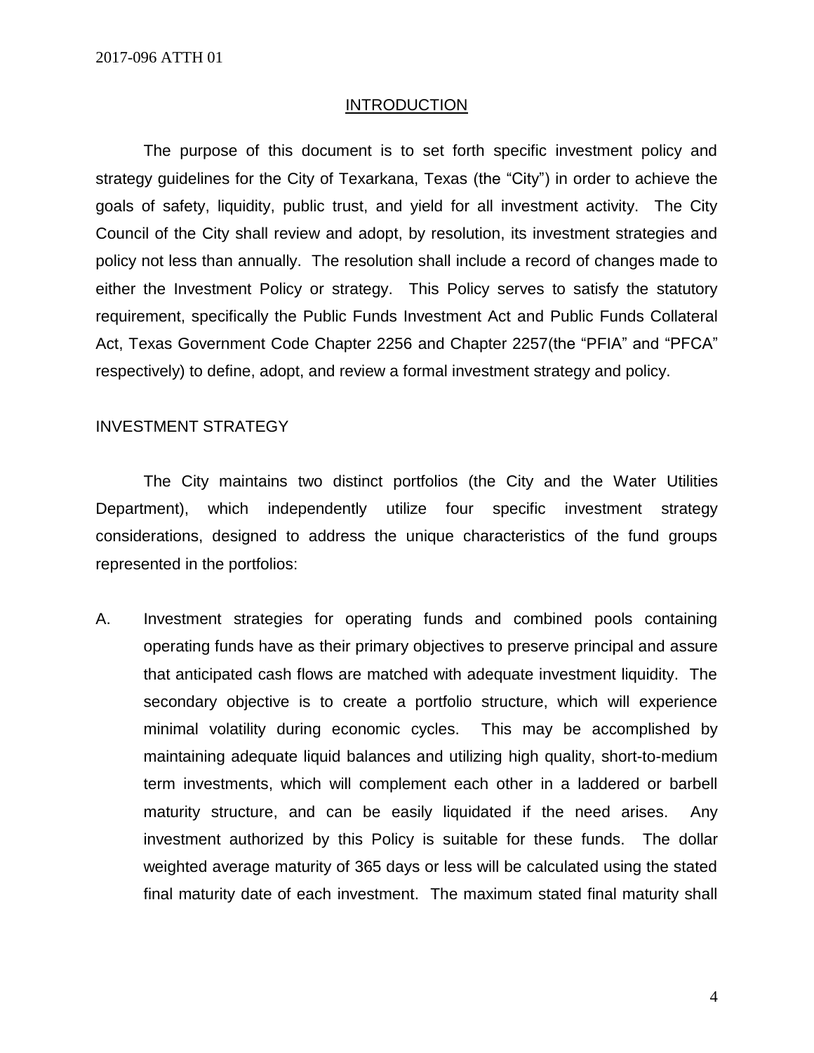## INTRODUCTION

The purpose of this document is to set forth specific investment policy and strategy guidelines for the City of Texarkana, Texas (the "City") in order to achieve the goals of safety, liquidity, public trust, and yield for all investment activity. The City Council of the City shall review and adopt, by resolution, its investment strategies and policy not less than annually. The resolution shall include a record of changes made to either the Investment Policy or strategy. This Policy serves to satisfy the statutory requirement, specifically the Public Funds Investment Act and Public Funds Collateral Act, Texas Government Code Chapter 2256 and Chapter 2257(the "PFIA" and "PFCA" respectively) to define, adopt, and review a formal investment strategy and policy.

## INVESTMENT STRATEGY

The City maintains two distinct portfolios (the City and the Water Utilities Department), which independently utilize four specific investment strategy considerations, designed to address the unique characteristics of the fund groups represented in the portfolios:

A. Investment strategies for operating funds and combined pools containing operating funds have as their primary objectives to preserve principal and assure that anticipated cash flows are matched with adequate investment liquidity. The secondary objective is to create a portfolio structure, which will experience minimal volatility during economic cycles. This may be accomplished by maintaining adequate liquid balances and utilizing high quality, short-to-medium term investments, which will complement each other in a laddered or barbell maturity structure, and can be easily liquidated if the need arises. Any investment authorized by this Policy is suitable for these funds. The dollar weighted average maturity of 365 days or less will be calculated using the stated final maturity date of each investment. The maximum stated final maturity shall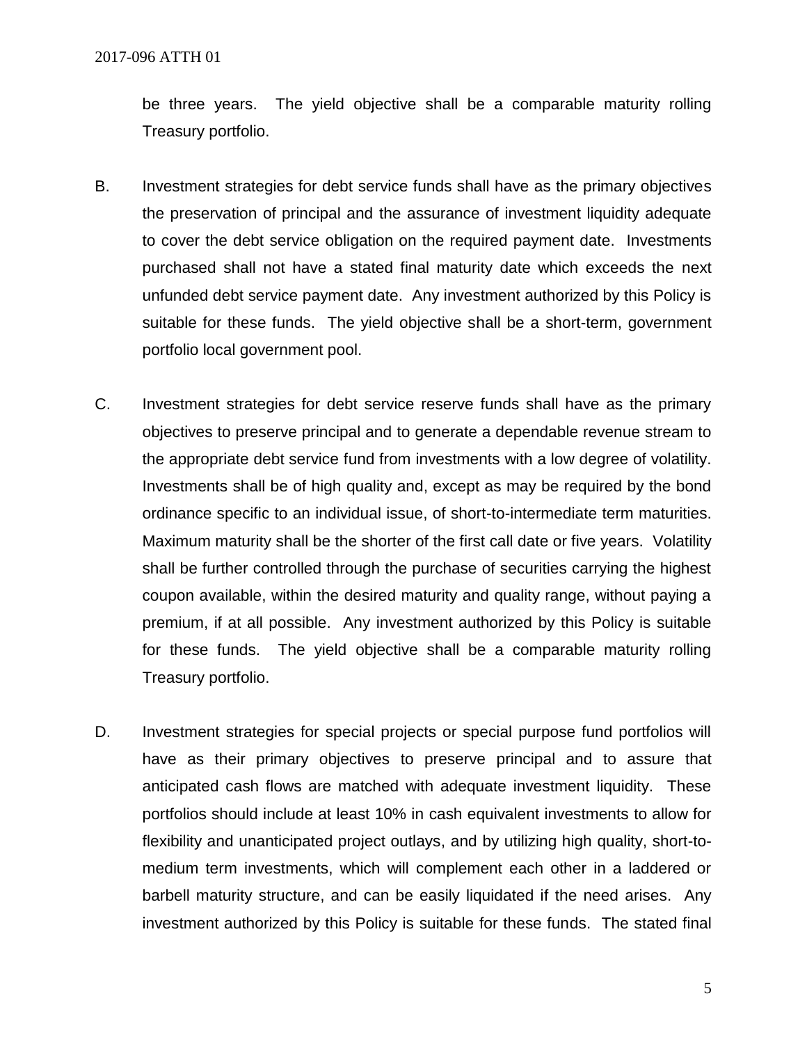be three years. The yield objective shall be a comparable maturity rolling Treasury portfolio.

B. Investment strategies for debt service funds shall have as the primary objectives the preservation of principal and the assurance of investment liquidity adequate to cover the debt service obligation on the required payment date. Investments purchased shall not have a stated final maturity date which exceeds the next unfunded debt service payment date. Any investment authorized by this Policy is suitable for these funds. The yield objective shall be a short-term, government portfolio local government pool.

C. Investment strategies for debt service reserve funds shall have as the primary objectives to preserve principal and to generate a dependable revenue stream to the appropriate debt service fund from investments with a low degree of volatility. Investments shall be of high quality and, except as may be required by the bond ordinance specific to an individual issue, of short-to-intermediate term maturities. Maximum maturity shall be the shorter of the first call date or five years. Volatility shall be further controlled through the purchase of securities carrying the highest coupon available, within the desired maturity and quality range, without paying a premium, if at all possible. Any investment authorized by this Policy is suitable for these funds. The yield objective shall be a comparable maturity rolling Treasury portfolio.

D. Investment strategies for special projects or special purpose fund portfolios will have as their primary objectives to preserve principal and to assure that anticipated cash flows are matched with adequate investment liquidity. These portfolios should include at least 10% in cash equivalent investments to allow for flexibility and unanticipated project outlays, and by utilizing high quality, short-to-medium term investments, which will complement each other in a laddered or barbell maturity structure, and can be easily liquidated if the need arises. Any investment authorized by this Policy is suitable for these funds. The stated final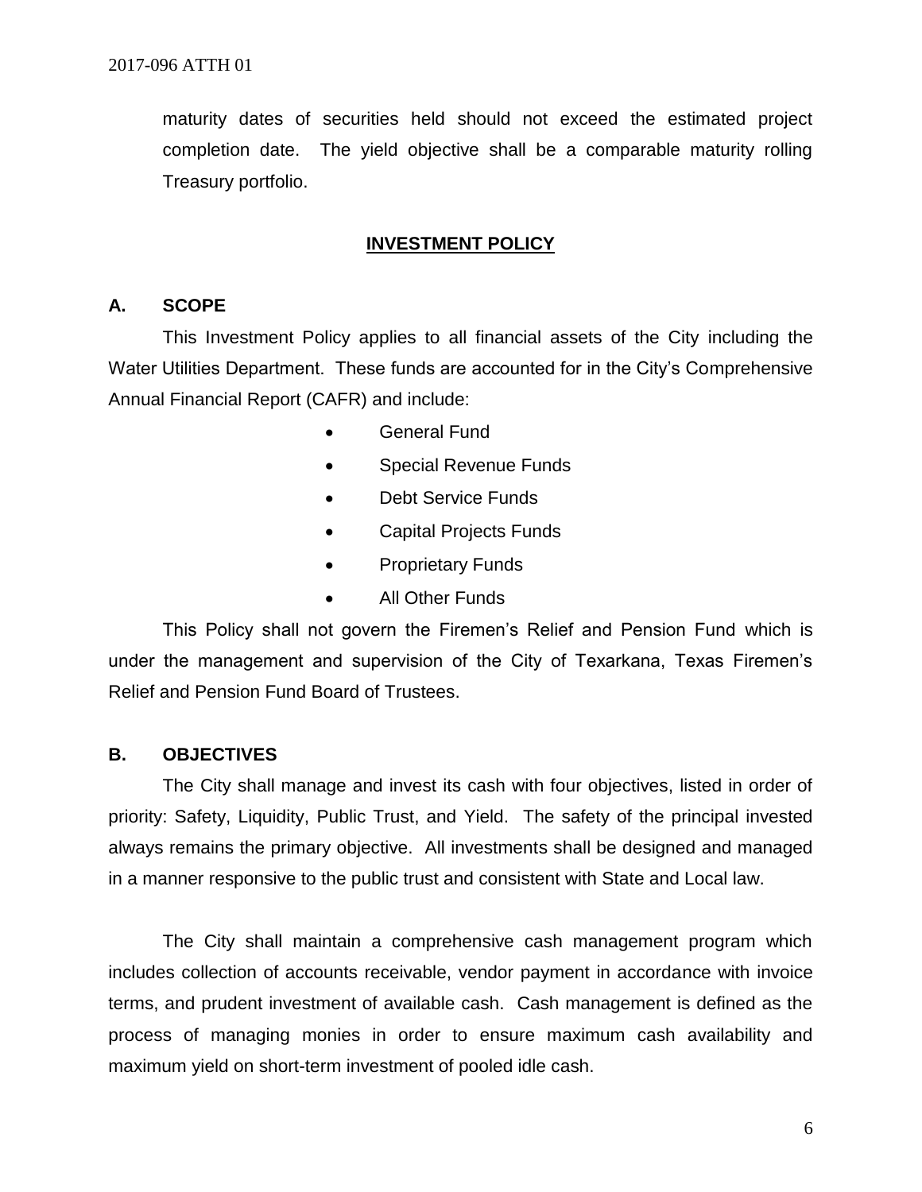maturity dates of securities held should not exceed the estimated project completion date. The yield objective shall be a comparable maturity rolling Treasury portfolio.

## INVESTMENT POLICY

### A. SCOPE

This Investment Policy applies to all financial assets of the City including the Water Utilities Department. These funds are accounted for in the City's Comprehensive Annual Financial Report (CAFR) and include:

- General Fund
- Special Revenue Funds
- Debt Service Funds
- Capital Projects Funds
- Proprietary Funds
- All Other Funds

This Policy shall not govern the Firemen's Relief and Pension Fund which is under the management and supervision of the City of Texarkana, Texas Firemen's Relief and Pension Fund Board of Trustees.

### B. OBJECTIVES

The City shall manage and invest its cash with four objectives, listed in order of priority: Safety, Liquidity, Public Trust, and Yield. The safety of the principal invested always remains the primary objective. All investments shall be designed and managed in a manner responsive to the public trust and consistent with State and Local law.

The City shall maintain a comprehensive cash management program which includes collection of accounts receivable, vendor payment in accordance with invoice terms, and prudent investment of available cash. Cash management is defined as the process of managing monies in order to ensure maximum cash availability and maximum yield on short-term investment of pooled idle cash.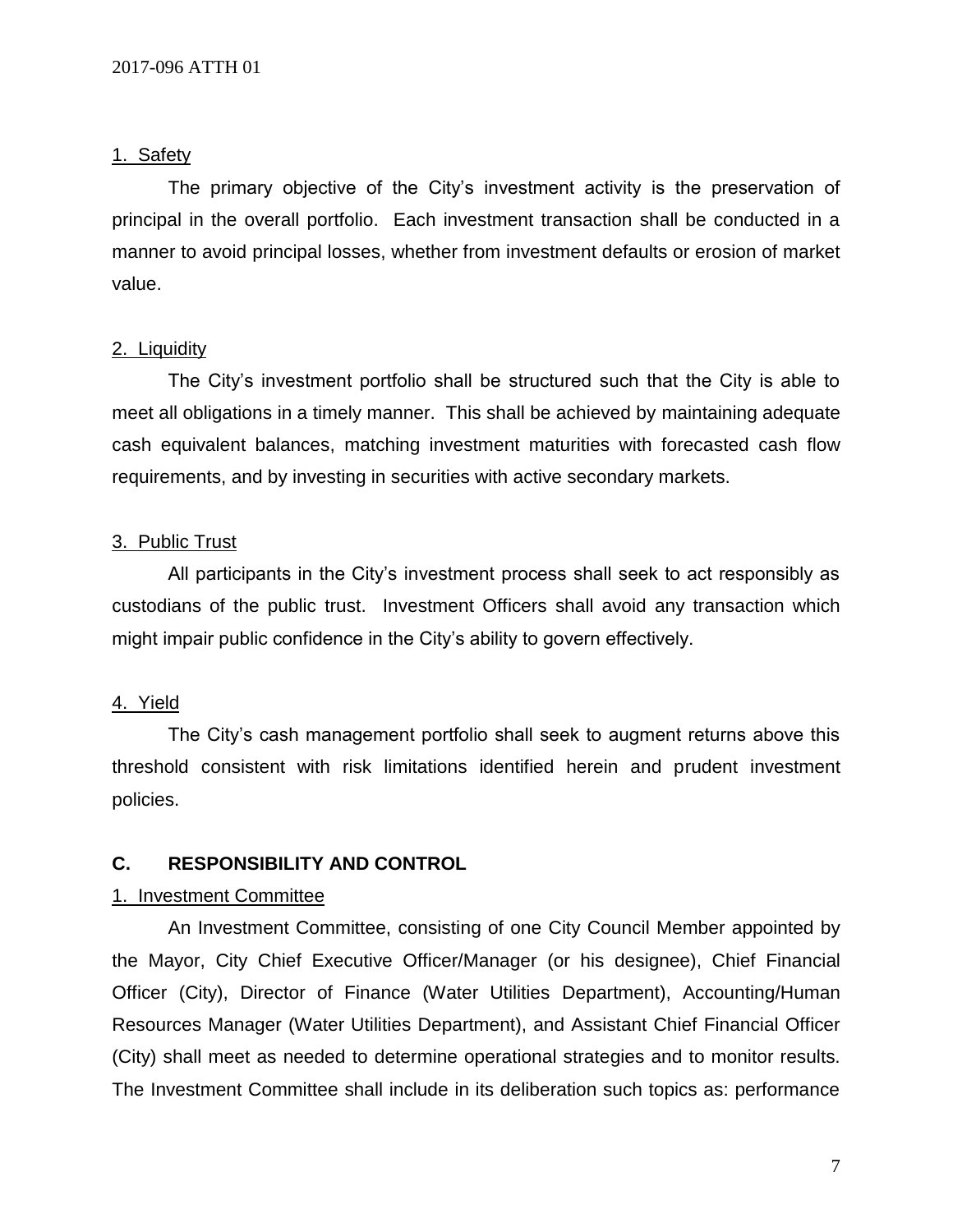1. Safety

The primary objective of the City's investment activity is the preservation of principal in the overall portfolio. Each investment transaction shall be conducted in a manner to avoid principal losses, whether from investment defaults or erosion of market value.

2. Liquidity

The City's investment portfolio shall be structured such that the City is able to meet all obligations in a timely manner. This shall be achieved by maintaining adequate cash equivalent balances, matching investment maturities with forecasted cash flow requirements, and by investing in securities with active secondary markets.

3. Public Trust

All participants in the City's investment process shall seek to act responsibly as custodians of the public trust. Investment Officers shall avoid any transaction which might impair public confidence in the City's ability to govern effectively.

4. Yield

The City's cash management portfolio shall seek to augment returns above this threshold consistent with risk limitations identified herein and prudent investment policies.

## C. RESPONSIBILITY AND CONTROL

1. Investment Committee

An Investment Committee, consisting of one City Council Member appointed by the Mayor, City Chief Executive Officer/Manager (or his designee), Chief Financial Officer (City), Director of Finance (Water Utilities Department), Accounting/Human Resources Manager (Water Utilities Department), and Assistant Chief Financial Officer (City) shall meet as needed to determine operational strategies and to monitor results. The Investment Committee shall include in its deliberation such topics as: performance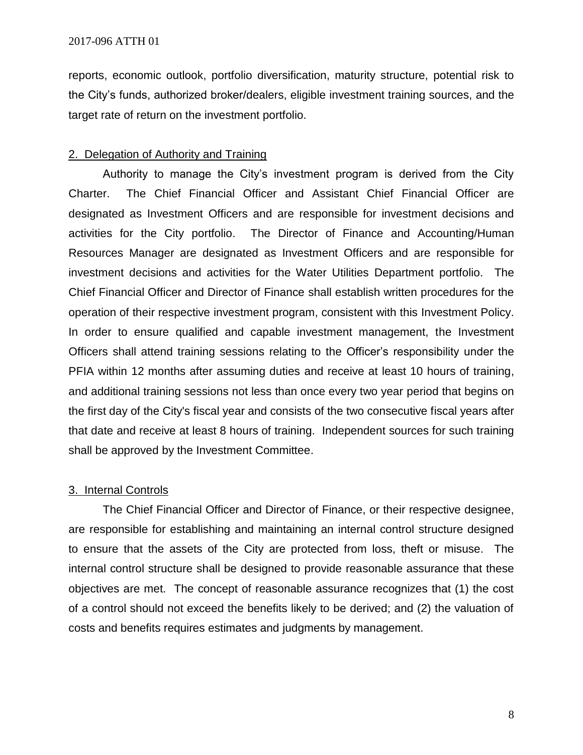reports, economic outlook, portfolio diversification, maturity structure, potential risk to the City's funds, authorized broker/dealers, eligible investment training sources, and the target rate of return on the investment portfolio.

2. Delegation of Authority and Training

Authority to manage the City's investment program is derived from the City Charter. The Chief Financial Officer and Assistant Chief Financial Officer are designated as Investment Officers and are responsible for investment decisions and activities for the City portfolio. The Director of Finance and Accounting/Human Resources Manager are designated as Investment Officers and are responsible for investment decisions and activities for the Water Utilities Department portfolio. The Chief Financial Officer and Director of Finance shall establish written procedures for the operation of their respective investment program, consistent with this Investment Policy. In order to ensure qualified and capable investment management, the Investment Officers shall attend training sessions relating to the Officer's responsibility under the PFIA within 12 months after assuming duties and receive at least 10 hours of training, and additional training sessions not less than once every two year period that begins on the first day of the City's fiscal year and consists of the two consecutive fiscal years after that date and receive at least 8 hours of training. Independent sources for such training shall be approved by the Investment Committee.

3. Internal Controls

The Chief Financial Officer and Director of Finance, or their respective designee, are responsible for establishing and maintaining an internal control structure designed to ensure that the assets of the City are protected from loss, theft or misuse. The internal control structure shall be designed to provide reasonable assurance that these objectives are met. The concept of reasonable assurance recognizes that (1) the cost of a control should not exceed the benefits likely to be derived; and (2) the valuation of costs and benefits requires estimates and judgments by management.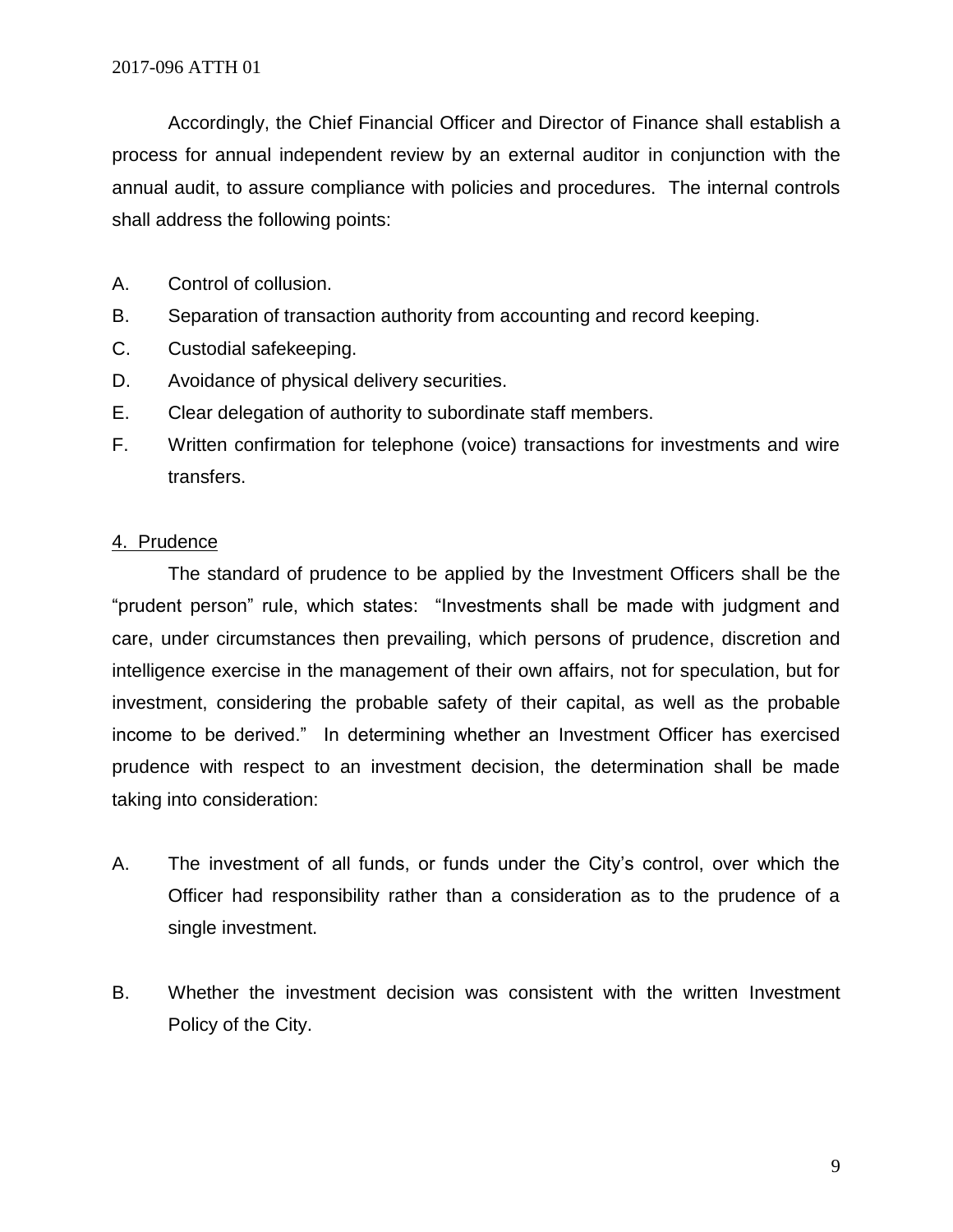Accordingly, the Chief Financial Officer and Director of Finance shall establish a process for annual independent review by an external auditor in conjunction with the annual audit, to assure compliance with policies and procedures. The internal controls shall address the following points:

A. Control of collusion.
B. Separation of transaction authority from accounting and record keeping.
C. Custodial safekeeping.
D. Avoidance of physical delivery securities.
E. Clear delegation of authority to subordinate staff members.
F. Written confirmation for telephone (voice) transactions for investments and wire transfers.

4. Prudence

The standard of prudence to be applied by the Investment Officers shall be the "prudent person" rule, which states: "Investments shall be made with judgment and care, under circumstances then prevailing, which persons of prudence, discretion and intelligence exercise in the management of their own affairs, not for speculation, but for investment, considering the probable safety of their capital, as well as the probable income to be derived." In determining whether an Investment Officer has exercised prudence with respect to an investment decision, the determination shall be made taking into consideration:

A. The investment of all funds, or funds under the City's control, over which the Officer had responsibility rather than a consideration as to the prudence of a single investment.

B. Whether the investment decision was consistent with the written Investment Policy of the City.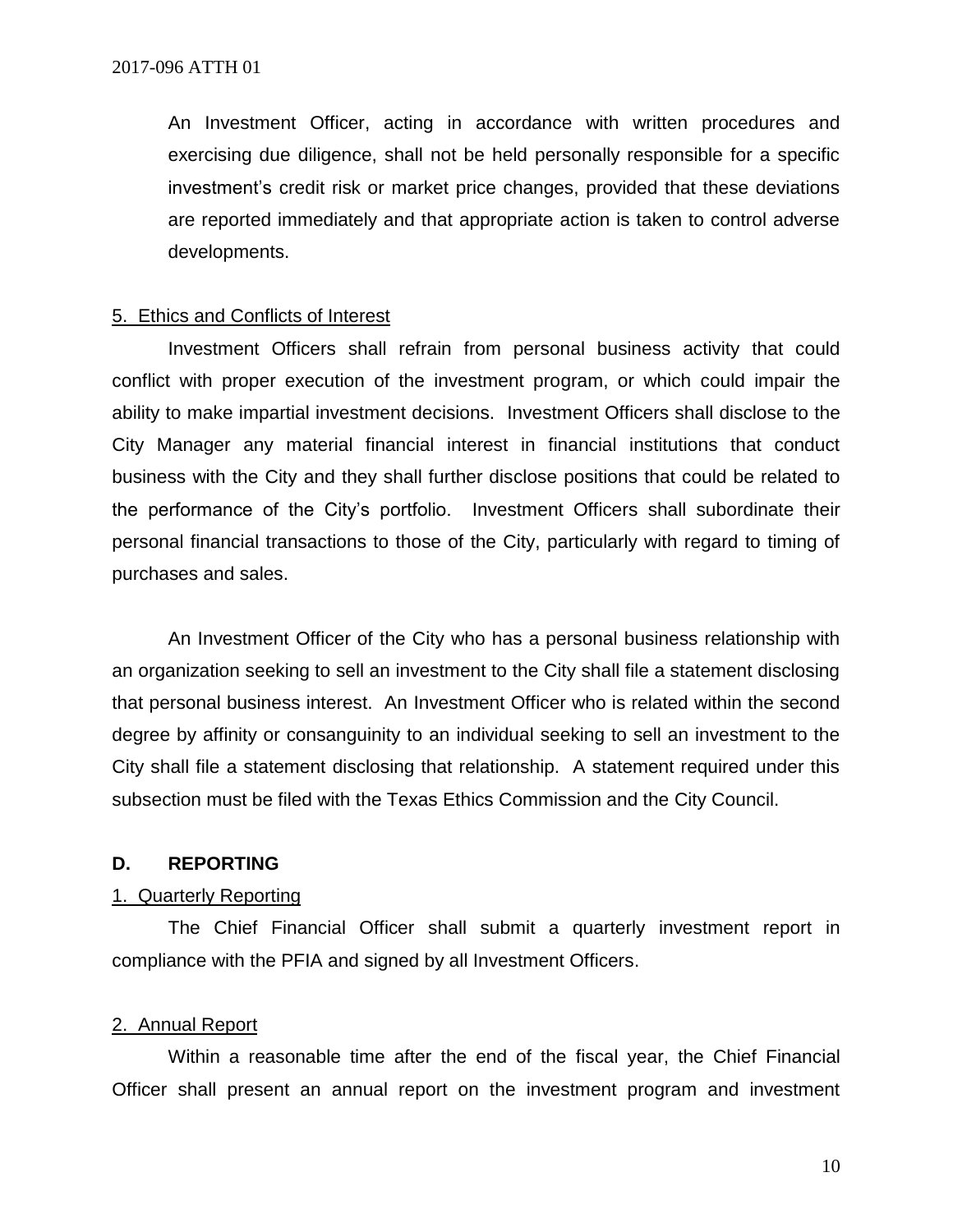An Investment Officer, acting in accordance with written procedures and exercising due diligence, shall not be held personally responsible for a specific investment's credit risk or market price changes, provided that these deviations are reported immediately and that appropriate action is taken to control adverse developments.

5. Ethics and Conflicts of Interest

Investment Officers shall refrain from personal business activity that could conflict with proper execution of the investment program, or which could impair the ability to make impartial investment decisions. Investment Officers shall disclose to the City Manager any material financial interest in financial institutions that conduct business with the City and they shall further disclose positions that could be related to the performance of the City's portfolio. Investment Officers shall subordinate their personal financial transactions to those of the City, particularly with regard to timing of purchases and sales.

An Investment Officer of the City who has a personal business relationship with an organization seeking to sell an investment to the City shall file a statement disclosing that personal business interest. An Investment Officer who is related within the second degree by affinity or consanguinity to an individual seeking to sell an investment to the City shall file a statement disclosing that relationship. A statement required under this subsection must be filed with the Texas Ethics Commission and the City Council.

## D. REPORTING

1. Quarterly Reporting

The Chief Financial Officer shall submit a quarterly investment report in compliance with the PFIA and signed by all Investment Officers.

2. Annual Report

Within a reasonable time after the end of the fiscal year, the Chief Financial Officer shall present an annual report on the investment program and investment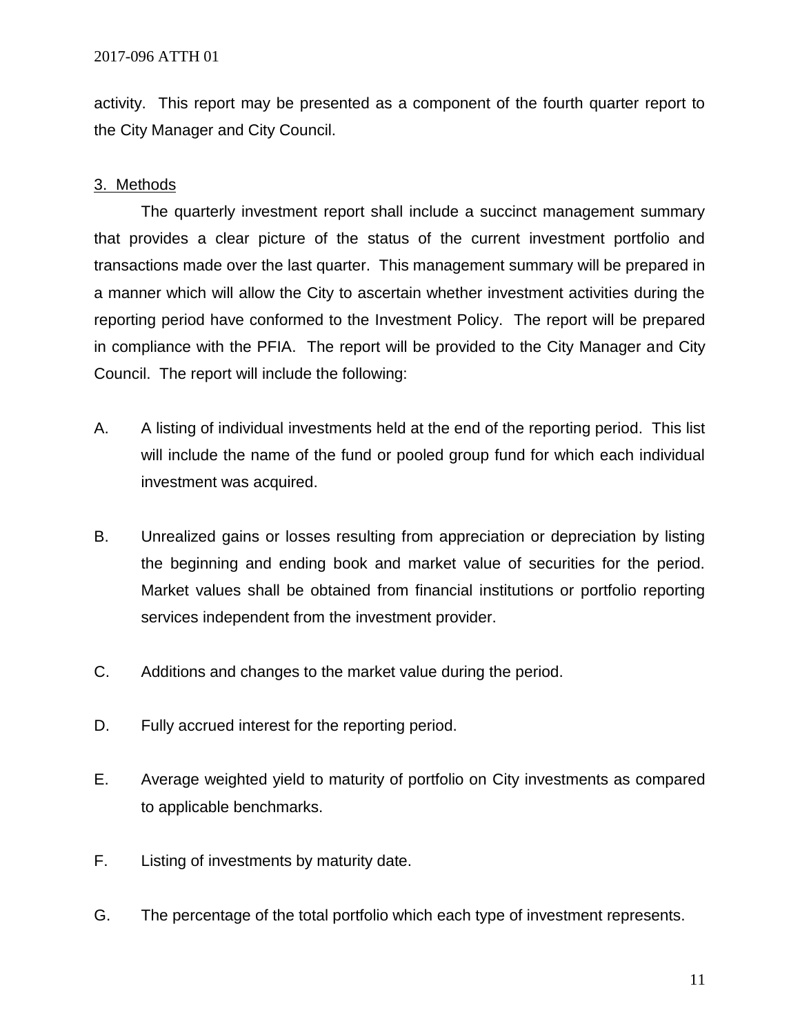activity. This report may be presented as a component of the fourth quarter report to the City Manager and City Council.

3. Methods

The quarterly investment report shall include a succinct management summary that provides a clear picture of the status of the current investment portfolio and transactions made over the last quarter. This management summary will be prepared in a manner which will allow the City to ascertain whether investment activities during the reporting period have conformed to the Investment Policy. The report will be prepared in compliance with the PFIA. The report will be provided to the City Manager and City Council. The report will include the following:

A. A listing of individual investments held at the end of the reporting period. This list will include the name of the fund or pooled group fund for which each individual investment was acquired.

B. Unrealized gains or losses resulting from appreciation or depreciation by listing the beginning and ending book and market value of securities for the period. Market values shall be obtained from financial institutions or portfolio reporting services independent from the investment provider.

C. Additions and changes to the market value during the period.

D. Fully accrued interest for the reporting period.

E. Average weighted yield to maturity of portfolio on City investments as compared to applicable benchmarks.

F. Listing of investments by maturity date.

G. The percentage of the total portfolio which each type of investment represents.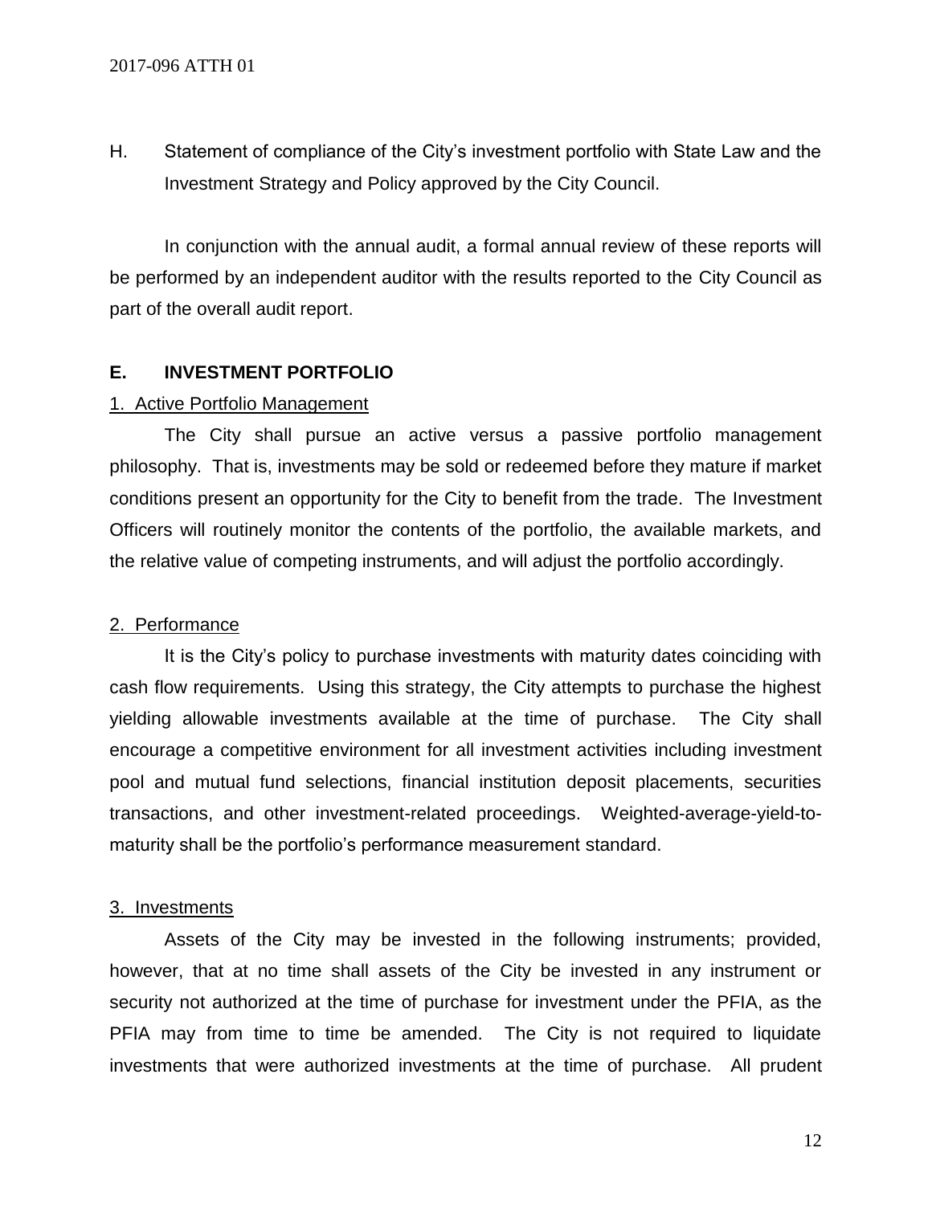H. Statement of compliance of the City's investment portfolio with State Law and the Investment Strategy and Policy approved by the City Council.

In conjunction with the annual audit, a formal annual review of these reports will be performed by an independent auditor with the results reported to the City Council as part of the overall audit report.

## E. INVESTMENT PORTFOLIO

### 1. Active Portfolio Management

The City shall pursue an active versus a passive portfolio management philosophy. That is, investments may be sold or redeemed before they mature if market conditions present an opportunity for the City to benefit from the trade. The Investment Officers will routinely monitor the contents of the portfolio, the available markets, and the relative value of competing instruments, and will adjust the portfolio accordingly.

### 2. Performance

It is the City's policy to purchase investments with maturity dates coinciding with cash flow requirements. Using this strategy, the City attempts to purchase the highest yielding allowable investments available at the time of purchase. The City shall encourage a competitive environment for all investment activities including investment pool and mutual fund selections, financial institution deposit placements, securities transactions, and other investment-related proceedings. Weighted-average-yield-to-maturity shall be the portfolio's performance measurement standard.

### 3. Investments

Assets of the City may be invested in the following instruments; provided, however, that at no time shall assets of the City be invested in any instrument or security not authorized at the time of purchase for investment under the PFIA, as the PFIA may from time to time be amended. The City is not required to liquidate investments that were authorized investments at the time of purchase. All prudent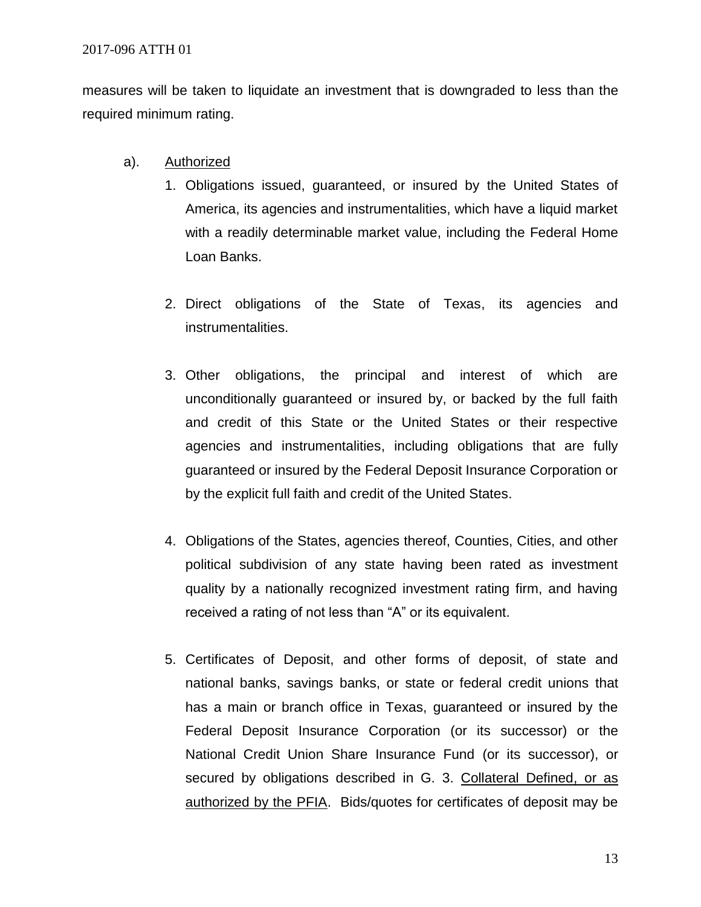measures will be taken to liquidate an investment that is downgraded to less than the required minimum rating.

a). Authorized

1. Obligations issued, guaranteed, or insured by the United States of America, its agencies and instrumentalities, which have a liquid market with a readily determinable market value, including the Federal Home Loan Banks.

2. Direct obligations of the State of Texas, its agencies and instrumentalities.

3. Other obligations, the principal and interest of which are unconditionally guaranteed or insured by, or backed by the full faith and credit of this State or the United States or their respective agencies and instrumentalities, including obligations that are fully guaranteed or insured by the Federal Deposit Insurance Corporation or by the explicit full faith and credit of the United States.

4. Obligations of the States, agencies thereof, Counties, Cities, and other political subdivision of any state having been rated as investment quality by a nationally recognized investment rating firm, and having received a rating of not less than "A" or its equivalent.

5. Certificates of Deposit, and other forms of deposit, of state and national banks, savings banks, or state or federal credit unions that has a main or branch office in Texas, guaranteed or insured by the Federal Deposit Insurance Corporation (or its successor) or the National Credit Union Share Insurance Fund (or its successor), or secured by obligations described in G. 3. Collateral Defined, or as authorized by the PFIA. Bids/quotes for certificates of deposit may be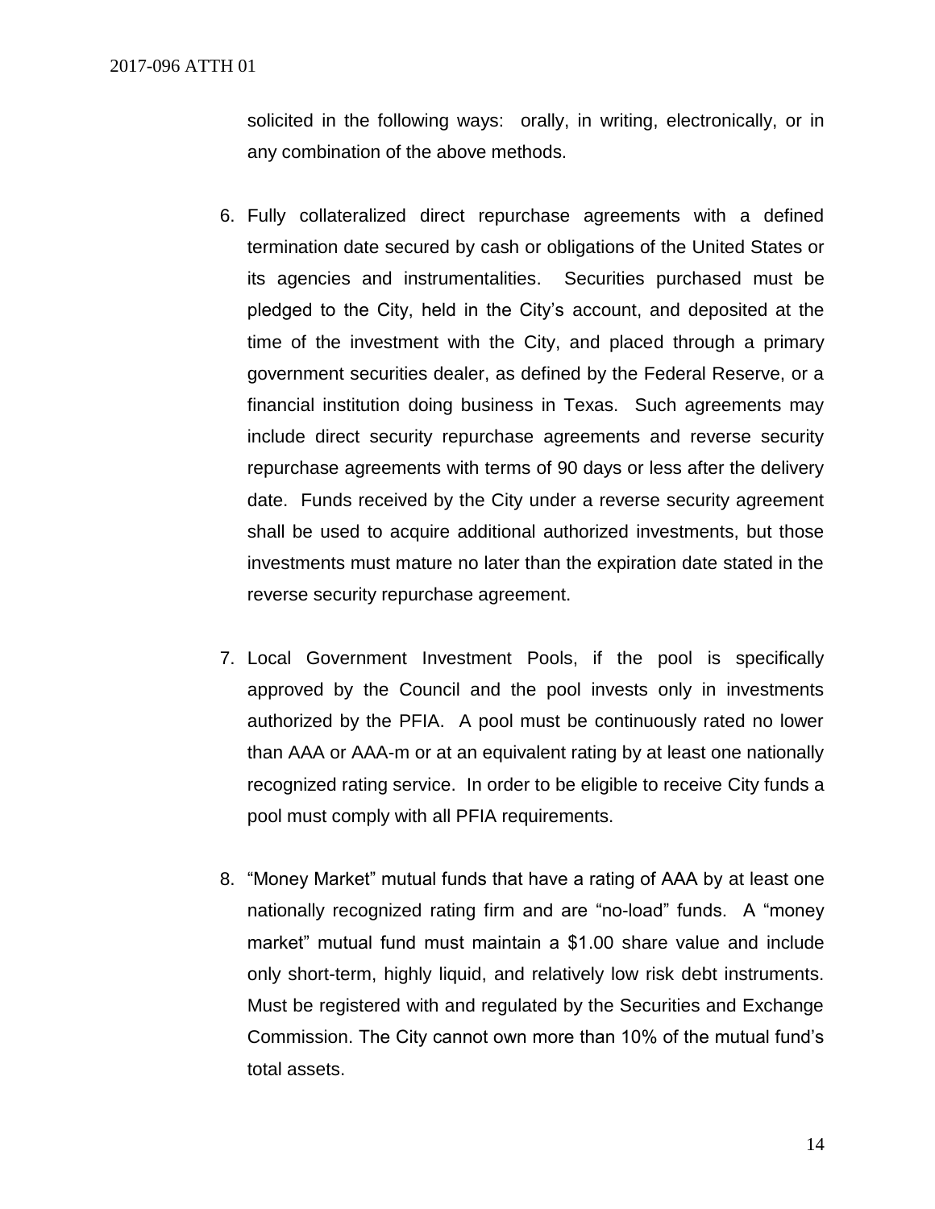solicited in the following ways: orally, in writing, electronically, or in any combination of the above methods.

6. Fully collateralized direct repurchase agreements with a defined termination date secured by cash or obligations of the United States or its agencies and instrumentalities. Securities purchased must be pledged to the City, held in the City's account, and deposited at the time of the investment with the City, and placed through a primary government securities dealer, as defined by the Federal Reserve, or a financial institution doing business in Texas. Such agreements may include direct security repurchase agreements and reverse security repurchase agreements with terms of 90 days or less after the delivery date. Funds received by the City under a reverse security agreement shall be used to acquire additional authorized investments, but those investments must mature no later than the expiration date stated in the reverse security repurchase agreement.

7. Local Government Investment Pools, if the pool is specifically approved by the Council and the pool invests only in investments authorized by the PFIA. A pool must be continuously rated no lower than AAA or AAA-m or at an equivalent rating by at least one nationally recognized rating service. In order to be eligible to receive City funds a pool must comply with all PFIA requirements.

8. "Money Market" mutual funds that have a rating of AAA by at least one nationally recognized rating firm and are "no-load" funds. A "money market" mutual fund must maintain a \$1.00 share value and include only short-term, highly liquid, and relatively low risk debt instruments. Must be registered with and regulated by the Securities and Exchange Commission. The City cannot own more than 10% of the mutual fund's total assets.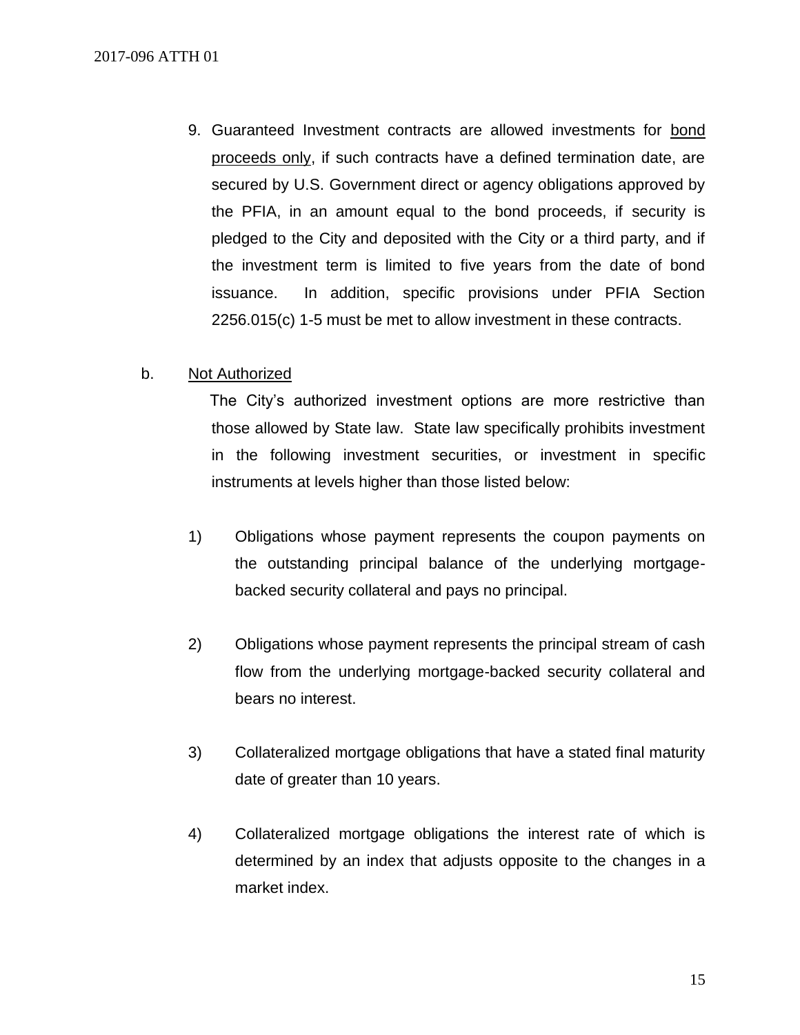9. Guaranteed Investment contracts are allowed investments for <u>bond proceeds only</u>, if such contracts have a defined termination date, are secured by U.S. Government direct or agency obligations approved by the PFIA, in an amount equal to the bond proceeds, if security is pledged to the City and deposited with the City or a third party, and if the investment term is limited to five years from the date of bond issuance. In addition, specific provisions under PFIA Section 2256.015(c) 1-5 must be met to allow investment in these contracts.

b. <u>Not Authorized</u>

The City's authorized investment options are more restrictive than those allowed by State law. State law specifically prohibits investment in the following investment securities, or investment in specific instruments at levels higher than those listed below:

1) Obligations whose payment represents the coupon payments on the outstanding principal balance of the underlying mortgage-backed security collateral and pays no principal.

2) Obligations whose payment represents the principal stream of cash flow from the underlying mortgage-backed security collateral and bears no interest.

3) Collateralized mortgage obligations that have a stated final maturity date of greater than 10 years.

4) Collateralized mortgage obligations the interest rate of which is determined by an index that adjusts opposite to the changes in a market index.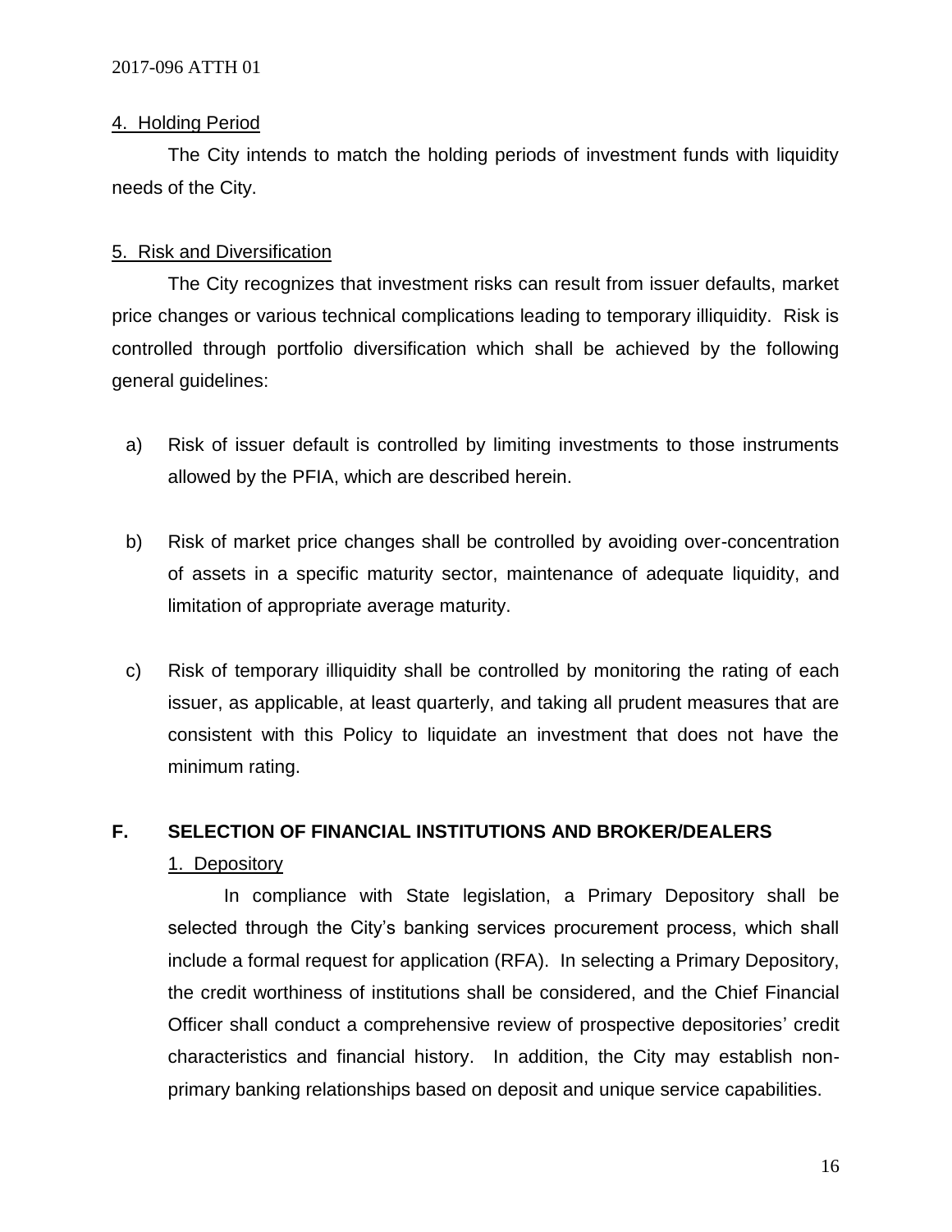4. Holding Period

The City intends to match the holding periods of investment funds with liquidity needs of the City.

5. Risk and Diversification

The City recognizes that investment risks can result from issuer defaults, market price changes or various technical complications leading to temporary illiquidity. Risk is controlled through portfolio diversification which shall be achieved by the following general guidelines:

a) Risk of issuer default is controlled by limiting investments to those instruments allowed by the PFIA, which are described herein.

b) Risk of market price changes shall be controlled by avoiding over-concentration of assets in a specific maturity sector, maintenance of adequate liquidity, and limitation of appropriate average maturity.

c) Risk of temporary illiquidity shall be controlled by monitoring the rating of each issuer, as applicable, at least quarterly, and taking all prudent measures that are consistent with this Policy to liquidate an investment that does not have the minimum rating.

## F. SELECTION OF FINANCIAL INSTITUTIONS AND BROKER/DEALERS

1. Depository

In compliance with State legislation, a Primary Depository shall be selected through the City's banking services procurement process, which shall include a formal request for application (RFA). In selecting a Primary Depository, the credit worthiness of institutions shall be considered, and the Chief Financial Officer shall conduct a comprehensive review of prospective depositories' credit characteristics and financial history. In addition, the City may establish non-primary banking relationships based on deposit and unique service capabilities.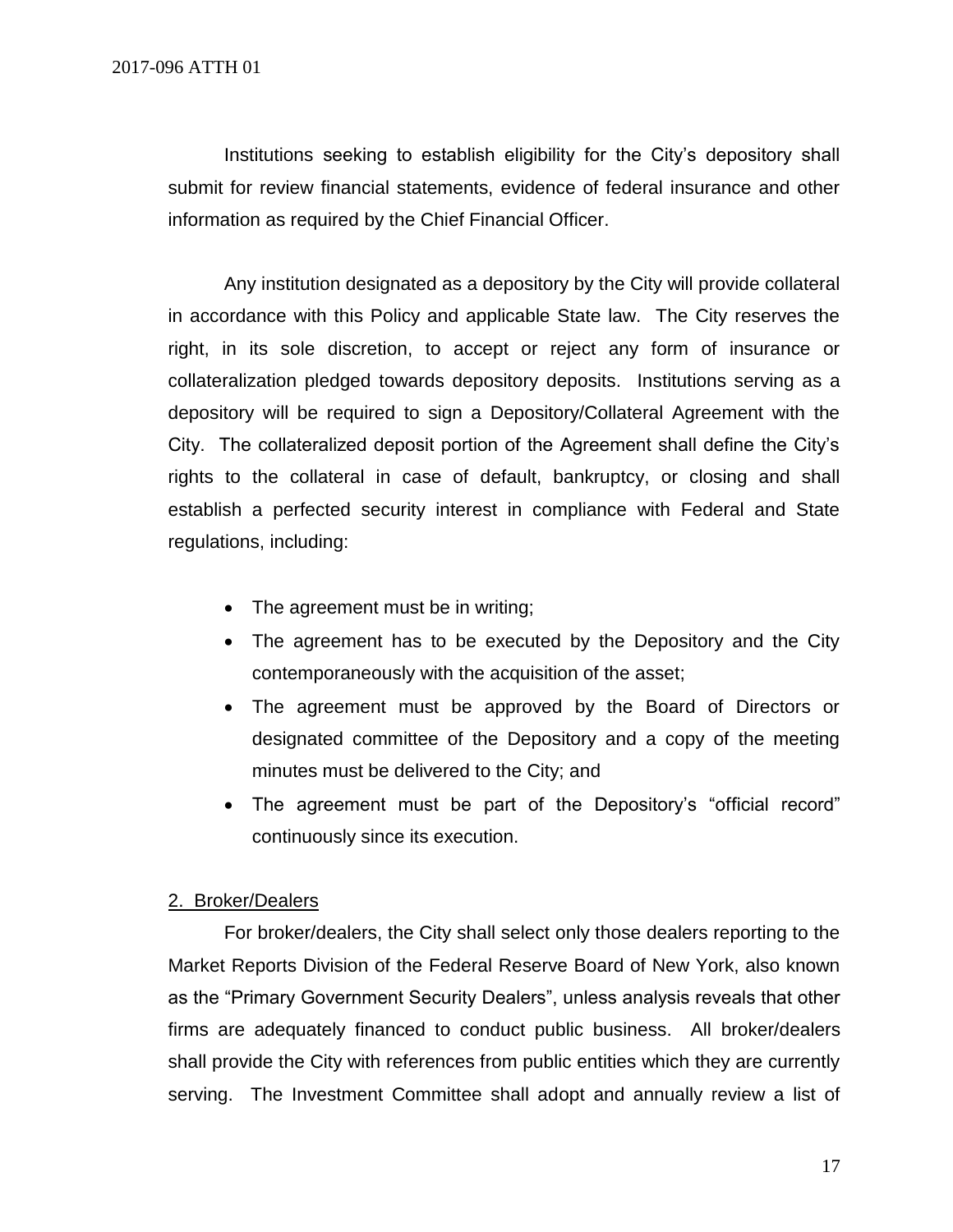Institutions seeking to establish eligibility for the City's depository shall submit for review financial statements, evidence of federal insurance and other information as required by the Chief Financial Officer.

Any institution designated as a depository by the City will provide collateral in accordance with this Policy and applicable State law. The City reserves the right, in its sole discretion, to accept or reject any form of insurance or collateralization pledged towards depository deposits. Institutions serving as a depository will be required to sign a Depository/Collateral Agreement with the City. The collateralized deposit portion of the Agreement shall define the City's rights to the collateral in case of default, bankruptcy, or closing and shall establish a perfected security interest in compliance with Federal and State regulations, including:

- The agreement must be in writing;
- The agreement has to be executed by the Depository and the City contemporaneously with the acquisition of the asset;
- The agreement must be approved by the Board of Directors or designated committee of the Depository and a copy of the meeting minutes must be delivered to the City; and
- The agreement must be part of the Depository's "official record" continuously since its execution.

2. Broker/Dealers

For broker/dealers, the City shall select only those dealers reporting to the Market Reports Division of the Federal Reserve Board of New York, also known as the "Primary Government Security Dealers", unless analysis reveals that other firms are adequately financed to conduct public business. All broker/dealers shall provide the City with references from public entities which they are currently serving. The Investment Committee shall adopt and annually review a list of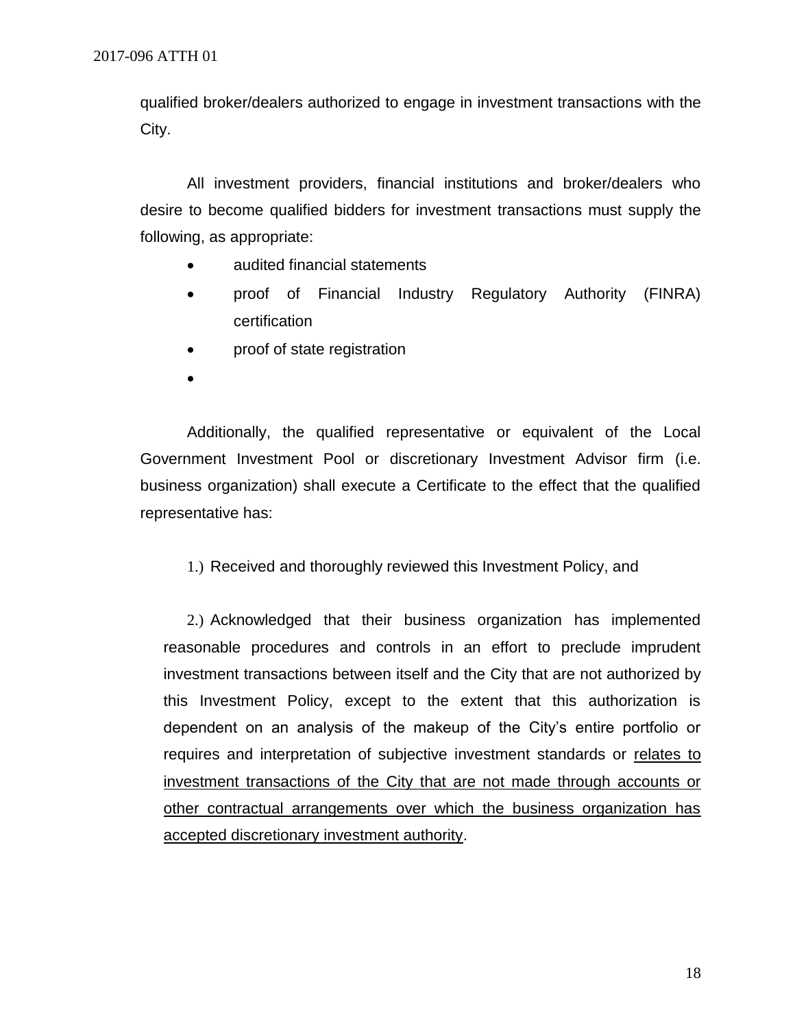qualified broker/dealers authorized to engage in investment transactions with the City.

All investment providers, financial institutions and broker/dealers who desire to become qualified bidders for investment transactions must supply the following, as appropriate:

- audited financial statements
- proof of Financial Industry Regulatory Authority (FINRA) certification
- proof of state registration
-

Additionally, the qualified representative or equivalent of the Local Government Investment Pool or discretionary Investment Advisor firm (i.e. business organization) shall execute a Certificate to the effect that the qualified representative has:

1.) Received and thoroughly reviewed this Investment Policy, and

2.) Acknowledged that their business organization has implemented reasonable procedures and controls in an effort to preclude imprudent investment transactions between itself and the City that are not authorized by this Investment Policy, except to the extent that this authorization is dependent on an analysis of the makeup of the City's entire portfolio or requires and interpretation of subjective investment standards or <u>relates to investment transactions of the City that are not made through accounts or other contractual arrangements over which the business organization has accepted discretionary investment authority</u>.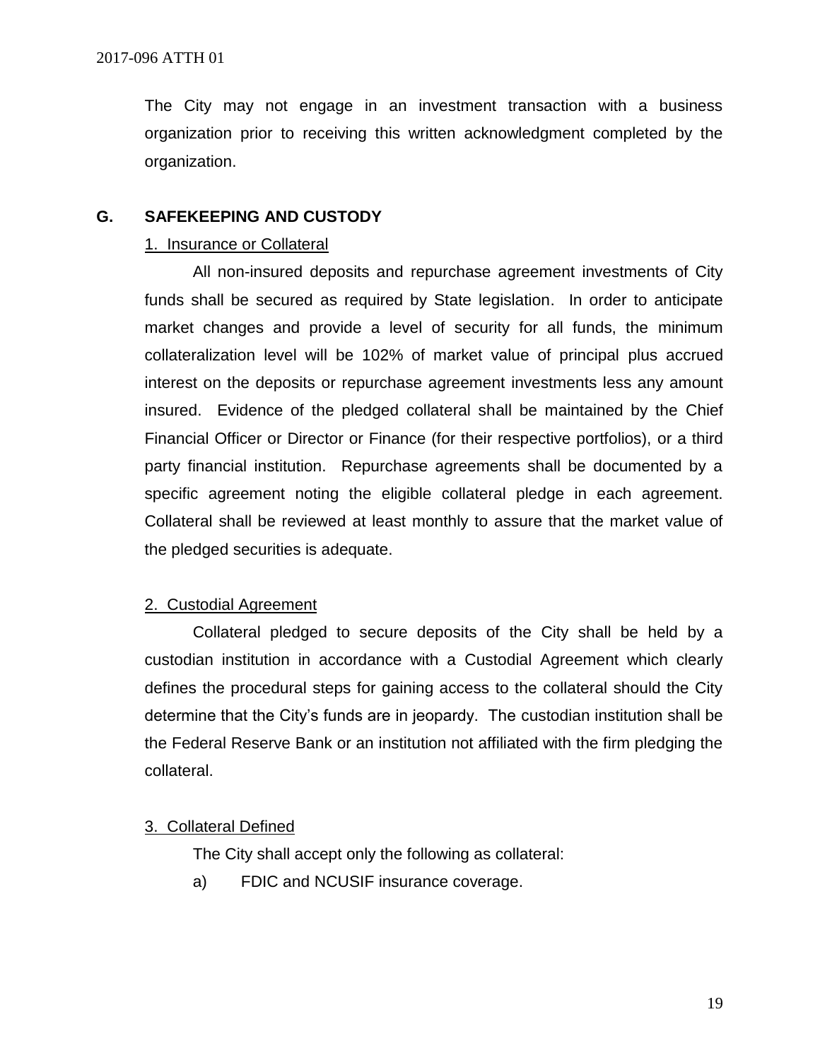The City may not engage in an investment transaction with a business organization prior to receiving this written acknowledgment completed by the organization.

## G. SAFEKEEPING AND CUSTODY

1. Insurance or Collateral

All non-insured deposits and repurchase agreement investments of City funds shall be secured as required by State legislation. In order to anticipate market changes and provide a level of security for all funds, the minimum collateralization level will be 102% of market value of principal plus accrued interest on the deposits or repurchase agreement investments less any amount insured. Evidence of the pledged collateral shall be maintained by the Chief Financial Officer or Director or Finance (for their respective portfolios), or a third party financial institution. Repurchase agreements shall be documented by a specific agreement noting the eligible collateral pledge in each agreement. Collateral shall be reviewed at least monthly to assure that the market value of the pledged securities is adequate.

2. Custodial Agreement

Collateral pledged to secure deposits of the City shall be held by a custodian institution in accordance with a Custodial Agreement which clearly defines the procedural steps for gaining access to the collateral should the City determine that the City's funds are in jeopardy. The custodian institution shall be the Federal Reserve Bank or an institution not affiliated with the firm pledging the collateral.

3. Collateral Defined

The City shall accept only the following as collateral:

a) FDIC and NCUSIF insurance coverage.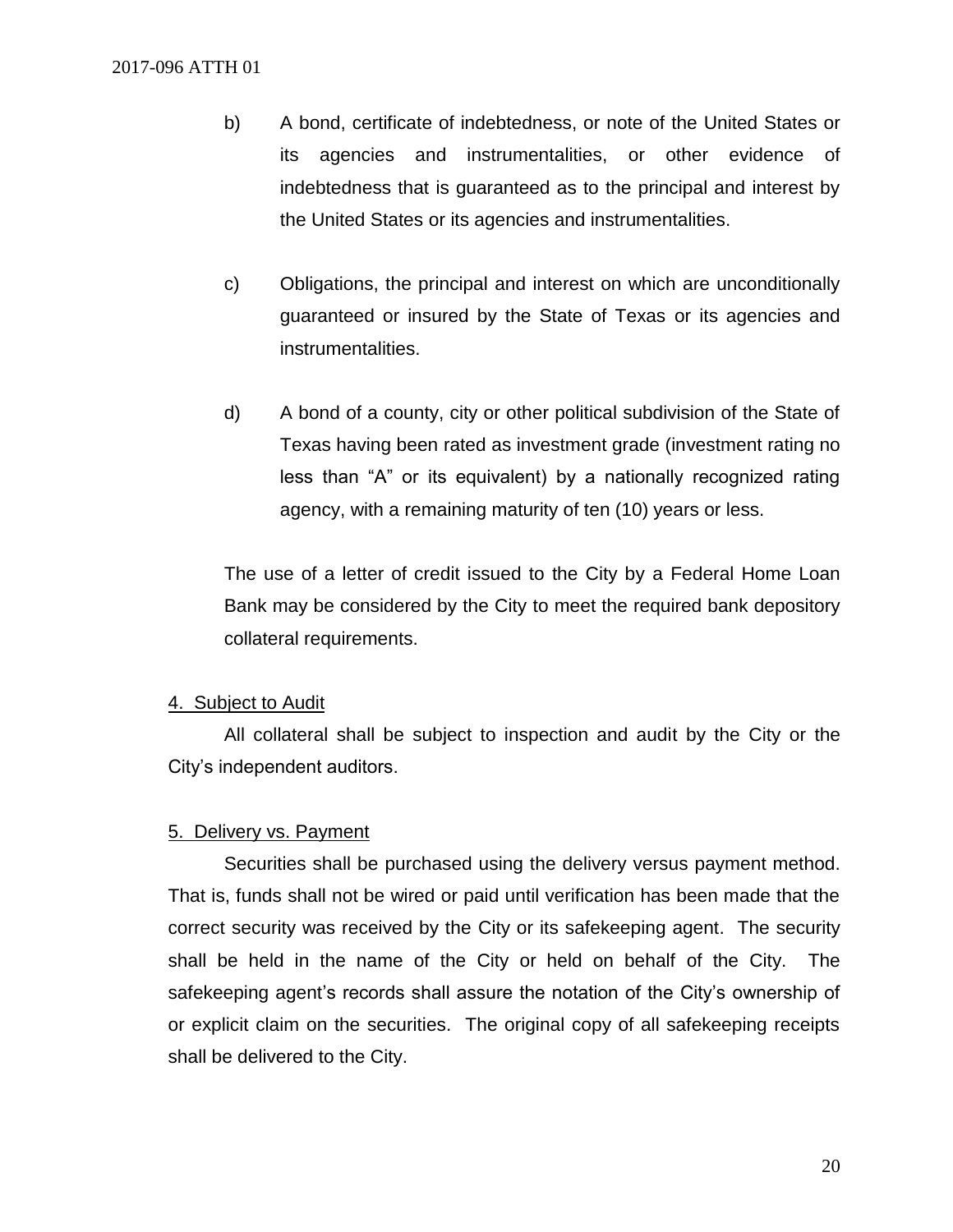b) A bond, certificate of indebtedness, or note of the United States or its agencies and instrumentalities, or other evidence of indebtedness that is guaranteed as to the principal and interest by the United States or its agencies and instrumentalities.

c) Obligations, the principal and interest on which are unconditionally guaranteed or insured by the State of Texas or its agencies and instrumentalities.

d) A bond of a county, city or other political subdivision of the State of Texas having been rated as investment grade (investment rating no less than "A" or its equivalent) by a nationally recognized rating agency, with a remaining maturity of ten (10) years or less.

The use of a letter of credit issued to the City by a Federal Home Loan Bank may be considered by the City to meet the required bank depository collateral requirements.

<u>4. Subject to Audit</u>

All collateral shall be subject to inspection and audit by the City or the City's independent auditors.

<u>5. Delivery vs. Payment</u>

Securities shall be purchased using the delivery versus payment method. That is, funds shall not be wired or paid until verification has been made that the correct security was received by the City or its safekeeping agent. The security shall be held in the name of the City or held on behalf of the City. The safekeeping agent's records shall assure the notation of the City's ownership of or explicit claim on the securities. The original copy of all safekeeping receipts shall be delivered to the City.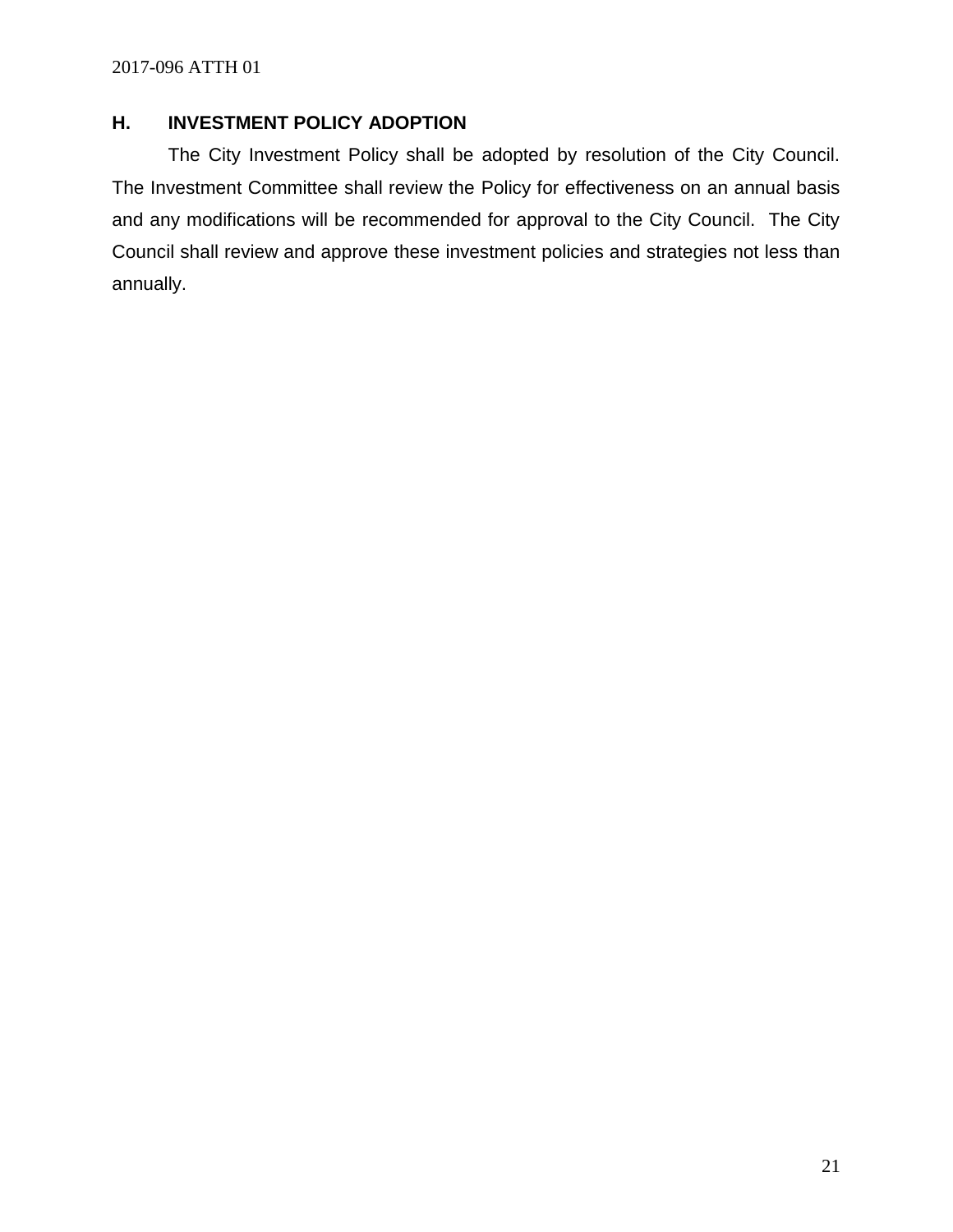## H. INVESTMENT POLICY ADOPTION

The City Investment Policy shall be adopted by resolution of the City Council. The Investment Committee shall review the Policy for effectiveness on an annual basis and any modifications will be recommended for approval to the City Council. The City Council shall review and approve these investment policies and strategies not less than annually.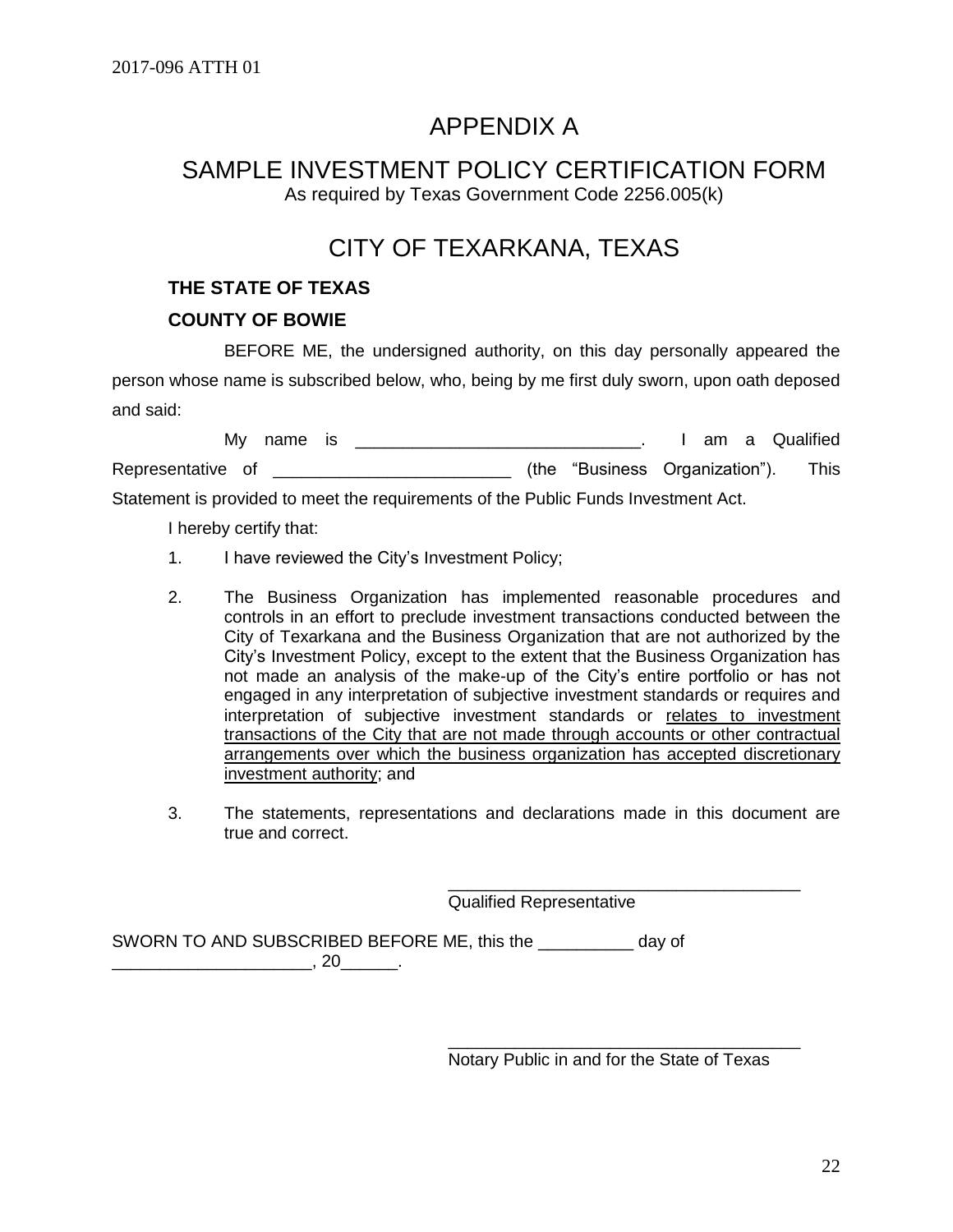2017-096 ATTH 01

# APPENDIX A

## SAMPLE INVESTMENT POLICY CERTIFICATION FORM

As required by Texas Government Code 2256.005(k)

## CITY OF TEXARKANA, TEXAS

**THE STATE OF TEXAS**

**COUNTY OF BOWIE**

BEFORE ME, the undersigned authority, on this day personally appeared the person whose name is subscribed below, who, being by me first duly sworn, upon oath deposed and said:

My name is ______________________________. I am a Qualified Representative of _________________________ (the "Business Organization"). This Statement is provided to meet the requirements of the Public Funds Investment Act.

I hereby certify that:

1. I have reviewed the City's Investment Policy;

2. The Business Organization has implemented reasonable procedures and controls in an effort to preclude investment transactions conducted between the City of Texarkana and the Business Organization that are not authorized by the City's Investment Policy, except to the extent that the Business Organization has not made an analysis of the make-up of the City's entire portfolio or has not engaged in any interpretation of subjective investment standards or requires and interpretation of subjective investment standards or <u>relates to investment transactions of the City that are not made through accounts or other contractual arrangements over which the business organization has accepted discretionary investment authority</u>; and

3. The statements, representations and declarations made in this document are true and correct.

______________________________________
Qualified Representative

SWORN TO AND SUBSCRIBED BEFORE ME, this the __________ day of _____________________, 20______.

______________________________________
Notary Public in and for the State of Texas